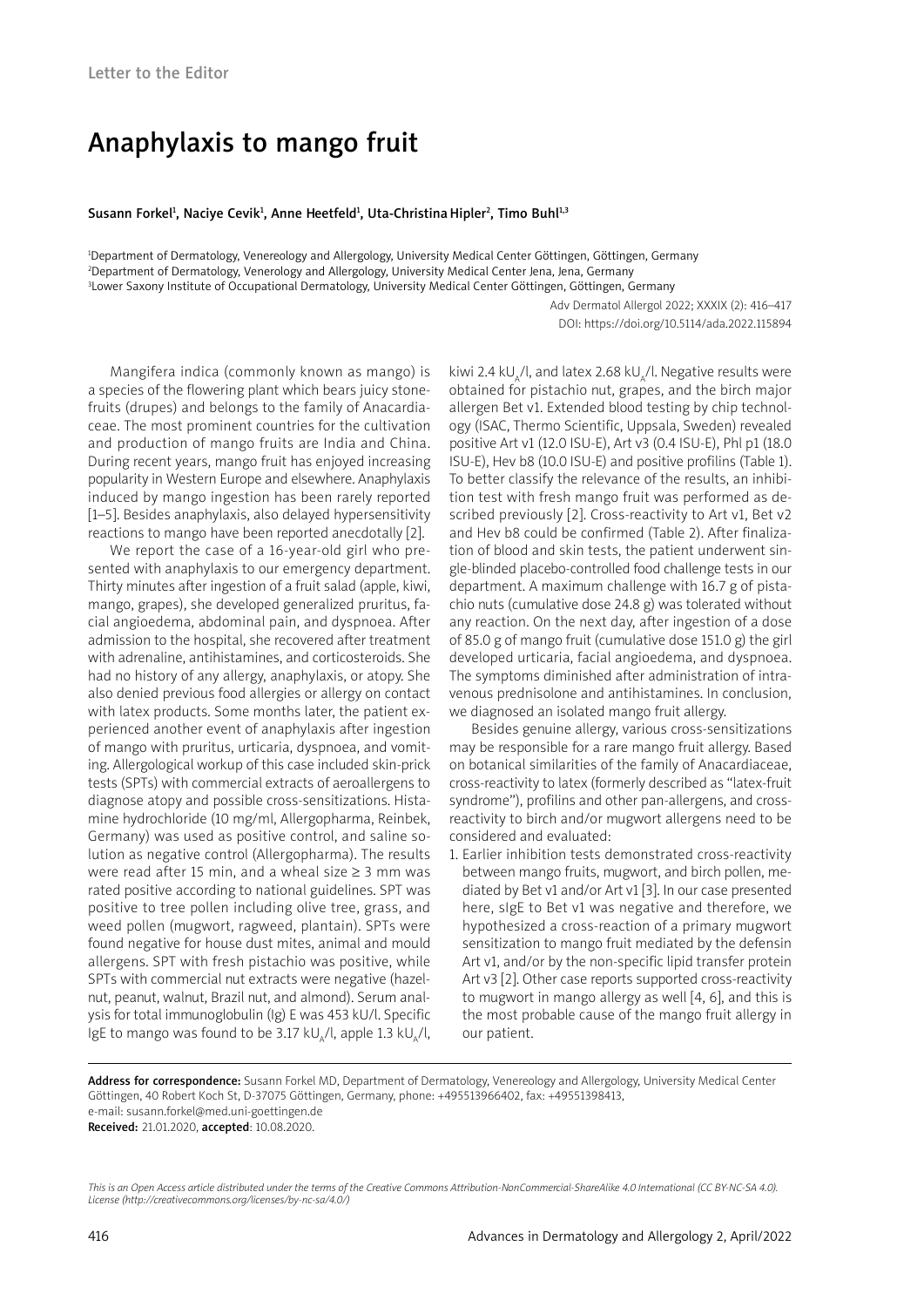Letter to the Editor

# Anaphylaxis to mango fruit

**Susann Forkel[1], Naciye Cevik[1], Anne Heetfeld[1], Uta-Christina Hipler[2], Timo Buhl[1,3]**

[1]Department of Dermatology, Venereology and Allergology, University Medical Center Göttingen, Göttingen, Germany
[2]Department of Dermatology, Venerology and Allergology, University Medical Center Jena, Jena, Germany
[3]Lower Saxony Institute of Occupational Dermatology, University Medical Center Göttingen, Göttingen, Germany

Adv Dermatol Allergol 2022; XXXIX (2): 416–417
DOI: https://doi.org/10.5114/ada.2022.115894

Mangifera indica (commonly known as mango) is a species of the flowering plant which bears juicy stone-fruits (drupes) and belongs to the family of Anacardiaceae. The most prominent countries for the cultivation and production of mango fruits are India and China. During recent years, mango fruit has enjoyed increasing popularity in Western Europe and elsewhere. Anaphylaxis induced by mango ingestion has been rarely reported [1–5]. Besides anaphylaxis, also delayed hypersensitivity reactions to mango have been reported anecdotally [2].

We report the case of a 16-year-old girl who presented with anaphylaxis to our emergency department. Thirty minutes after ingestion of a fruit salad (apple, kiwi, mango, grapes), she developed generalized pruritus, facial angioedema, abdominal pain, and dyspnoea. After admission to the hospital, she recovered after treatment with adrenaline, antihistamines, and corticosteroids. She had no history of any allergy, anaphylaxis, or atopy. She also denied previous food allergies or allergy on contact with latex products. Some months later, the patient experienced another event of anaphylaxis after ingestion of mango with pruritus, urticaria, dyspnoea, and vomiting. Allergological workup of this case included skin-prick tests (SPTs) with commercial extracts of aeroallergens to diagnose atopy and possible cross-sensitizations. Histamine hydrochloride (10 mg/ml, Allergopharma, Reinbek, Germany) was used as positive control, and saline solution as negative control (Allergopharma). The results were read after 15 min, and a wheal size ≥ 3 mm was rated positive according to national guidelines. SPT was positive to tree pollen including olive tree, grass, and weed pollen (mugwort, ragweed, plantain). SPTs were found negative for house dust mites, animal and mould allergens. SPT with fresh pistachio was positive, while SPTs with commercial nut extracts were negative (hazelnut, peanut, walnut, Brazil nut, and almond). Serum analysis for total immunoglobulin (Ig) E was 453 kU/l. Specific IgE to mango was found to be 3.17 $kU_A/l$, apple 1.3 $kU_A/l$, kiwi 2.4 $kU_A/l$, and latex 2.68 $kU_A/l$. Negative results were obtained for pistachio nut, grapes, and the birch major allergen Bet v1. Extended blood testing by chip technology (ISAC, Thermo Scientific, Uppsala, Sweden) revealed positive Art v1 (12.0 ISU-E), Art v3 (0.4 ISU-E), Phl p1 (18.0 ISU-E), Hev b8 (10.0 ISU-E) and positive profilins (Table 1). To better classify the relevance of the results, an inhibition test with fresh mango fruit was performed as described previously [2]. Cross-reactivity to Art v1, Bet v2 and Hev b8 could be confirmed (Table 2). After finalization of blood and skin tests, the patient underwent single-blinded placebo-controlled food challenge tests in our department. A maximum challenge with 16.7 g of pistachio nuts (cumulative dose 24.8 g) was tolerated without any reaction. On the next day, after ingestion of a dose of 85.0 g of mango fruit (cumulative dose 151.0 g) the girl developed urticaria, facial angioedema, and dyspnoea. The symptoms diminished after administration of intravenous prednisolone and antihistamines. In conclusion, we diagnosed an isolated mango fruit allergy.

Besides genuine allergy, various cross-sensitizations may be responsible for a rare mango fruit allergy. Based on botanical similarities of the family of Anacardiaceae, cross-reactivity to latex (formerly described as "latex-fruit syndrome"), profilins and other pan-allergens, and cross-reactivity to birch and/or mugwort allergens need to be considered and evaluated:

1. Earlier inhibition tests demonstrated cross-reactivity between mango fruits, mugwort, and birch pollen, mediated by Bet v1 and/or Art v1 [3]. In our case presented here, sIgE to Bet v1 was negative and therefore, we hypothesized a cross-reaction of a primary mugwort sensitization to mango fruit mediated by the defensin Art v1, and/or by the non-specific lipid transfer protein Art v3 [2]. Other case reports supported cross-reactivity to mugwort in mango allergy as well [4, 6], and this is the most probable cause of the mango fruit allergy in our patient.

**Address for correspondence:** Susann Forkel MD, Department of Dermatology, Venereology and Allergology, University Medical Center Göttingen, 40 Robert Koch St, D-37075 Göttingen, Germany, phone: +495513966402, fax: +49551398413, e-mail: susann.forkel@med.uni-goettingen.de
**Received:** 21.01.2020, **accepted**: 10.08.2020.

*This is an Open Access article distributed under the terms of the Creative Commons Attribution-NonCommercial-ShareAlike 4.0 International (CC BY-NC-SA 4.0). License (http://creativecommons.org/licenses/by-nc-sa/4.0/)*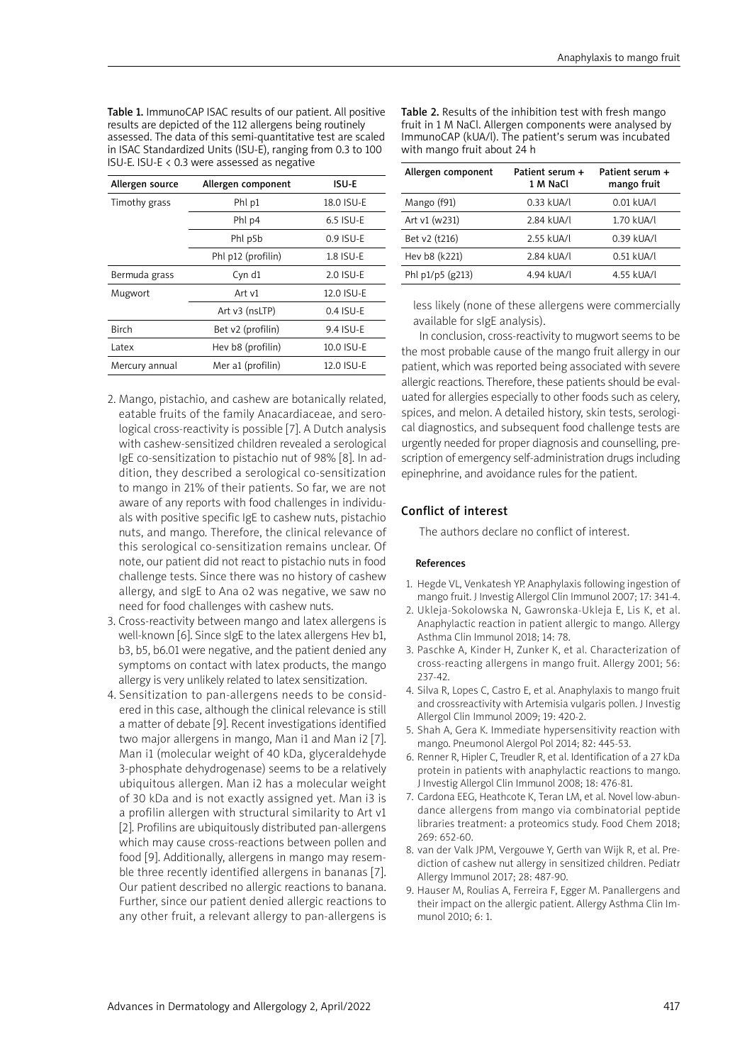Table 1. ImmunoCAP ISAC results of our patient. All positive results are depicted of the 112 allergens being routinely assessed. The data of this semi-quantitative test are scaled in ISAC Standardized Units (ISU-E), ranging from 0.3 to 100 ISU-E. ISU-E < 0.3 were assessed as negative

| Allergen source | Allergen component | ISU-E |
|---|---|---|
| Timothy grass | Phl p1 | 18.0 ISU-E |
| | Phl p4 | 6.5 ISU-E |
| | Phl p5b | 0.9 ISU-E |
| | Phl p12 (profilin) | 1.8 ISU-E |
| Bermuda grass | Cyn d1 | 2.0 ISU-E |
| Mugwort | Art v1 | 12.0 ISU-E |
| | Art v3 (nsLTP) | 0.4 ISU-E |
| Birch | Bet v2 (profilin) | 9.4 ISU-E |
| Latex | Hev b8 (profilin) | 10.0 ISU-E |
| Mercury annual | Mer a1 (profilin) | 12.0 ISU-E |

2. Mango, pistachio, and cashew are botanically related, eatable fruits of the family Anacardiaceae, and serological cross-reactivity is possible [7]. A Dutch analysis with cashew-sensitized children revealed a serological IgE co-sensitization to pistachio nut of 98% [8]. In addition, they described a serological co-sensitization to mango in 21% of their patients. So far, we are not aware of any reports with food challenges in individuals with positive specific IgE to cashew nuts, pistachio nuts, and mango. Therefore, the clinical relevance of this serological co-sensitization remains unclear. Of note, our patient did not react to pistachio nuts in food challenge tests. Since there was no history of cashew allergy, and sIgE to Ana o2 was negative, we saw no need for food challenges with cashew nuts.
3. Cross-reactivity between mango and latex allergens is well-known [6]. Since sIgE to the latex allergens Hev b1, b3, b5, b6.01 were negative, and the patient denied any symptoms on contact with latex products, the mango allergy is very unlikely related to latex sensitization.
4. Sensitization to pan-allergens needs to be considered in this case, although the clinical relevance is still a matter of debate [9]. Recent investigations identified two major allergens in mango, Man i1 and Man i2 [7]. Man i1 (molecular weight of 40 kDa, glyceraldehyde 3-phosphate dehydrogenase) seems to be a relatively ubiquitous allergen. Man i2 has a molecular weight of 30 kDa and is not exactly assigned yet. Man i3 is a profilin allergen with structural similarity to Art v1 [2]. Profilins are ubiquitously distributed pan-allergens which may cause cross-reactions between pollen and food [9]. Additionally, allergens in mango may resemble three recently identified allergens in bananas [7]. Our patient described no allergic reactions to banana. Further, since our patient denied allergic reactions to any other fruit, a relevant allergy to pan-allergens is less likely (none of these allergens were commercially available for sIgE analysis).

Table 2. Results of the inhibition test with fresh mango fruit in 1 M NaCl. Allergen components were analysed by ImmunoCAP (kUA/l). The patient's serum was incubated with mango fruit about 24 h

| Allergen component | Patient serum + 1 M NaCl | Patient serum + mango fruit |
|---|---|---|
| Mango (f91) | 0.33 kUA/l | 0.01 kUA/l |
| Art v1 (w231) | 2.84 kUA/l | 1.70 kUA/l |
| Bet v2 (t216) | 2.55 kUA/l | 0.39 kUA/l |
| Hev b8 (k221) | 2.84 kUA/l | 0.51 kUA/l |
| Phl p1/p5 (g213) | 4.94 kUA/l | 4.55 kUA/l |

In conclusion, cross-reactivity to mugwort seems to be the most probable cause of the mango fruit allergy in our patient, which was reported being associated with severe allergic reactions. Therefore, these patients should be evaluated for allergies especially to other foods such as celery, spices, and melon. A detailed history, skin tests, serological diagnostics, and subsequent food challenge tests are urgently needed for proper diagnosis and counselling, prescription of emergency self-administration drugs including epinephrine, and avoidance rules for the patient.

## Conflict of interest

The authors declare no conflict of interest.

### References

1. Hegde VL, Venkatesh YP. Anaphylaxis following ingestion of mango fruit. J Investig Allergol Clin Immunol 2007; 17: 341-4.
2. Ukleja-Sokolowska N, Gawronska-Ukleja E, Lis K, et al. Anaphylactic reaction in patient allergic to mango. Allergy Asthma Clin Immunol 2018; 14: 78.
3. Paschke A, Kinder H, Zunker K, et al. Characterization of cross-reacting allergens in mango fruit. Allergy 2001; 56: 237-42.
4. Silva R, Lopes C, Castro E, et al. Anaphylaxis to mango fruit and crossreactivity with Artemisia vulgaris pollen. J Investig Allergol Clin Immunol 2009; 19: 420-2.
5. Shah A, Gera K. Immediate hypersensitivity reaction with mango. Pneumonol Alergol Pol 2014; 82: 445-53.
6. Renner R, Hipler C, Treudler R, et al. Identification of a 27 kDa protein in patients with anaphylactic reactions to mango. J Investig Allergol Clin Immunol 2008; 18: 476-81.
7. Cardona EEG, Heathcote K, Teran LM, et al. Novel low-abundance allergens from mango via combinatorial peptide libraries treatment: a proteomics study. Food Chem 2018; 269: 652-60.
8. van der Valk JPM, Vergouwe Y, Gerth van Wijk R, et al. Prediction of cashew nut allergy in sensitized children. Pediatr Allergy Immunol 2017; 28: 487-90.
9. Hauser M, Roulias A, Ferreira F, Egger M. Panallergens and their impact on the allergic patient. Allergy Asthma Clin Immunol 2010; 6: 1.